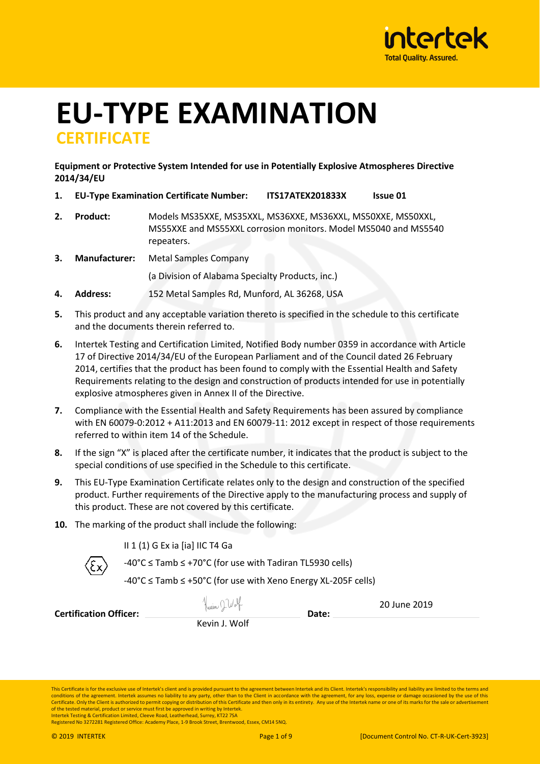# EU-TYPE EXAMINATION

## CERTIFICATE

**Equipment or Protective System Intended for use in Potentially Explosive Atmospheres Directive 2014/34/EU**

1. **EU-Type Examination Certificate Number:** **ITS17ATEX201833X** **Issue 01**

2. **Product:** Models MS35XXE, MS35XXL, MS36XXE, MS36XXL, MS50XXE, MS50XXL, MS55XXE and MS55XXL corrosion monitors. Model MS5040 and MS5540 repeaters.

3. **Manufacturer:** Metal Samples Company

   (a Division of Alabama Specialty Products, inc.)

4. **Address:** 152 Metal Samples Rd, Munford, AL 36268, USA

5. This product and any acceptable variation thereto is specified in the schedule to this certificate and the documents therein referred to.

6. Intertek Testing and Certification Limited, Notified Body number 0359 in accordance with Article 17 of Directive 2014/34/EU of the European Parliament and of the Council dated 26 February 2014, certifies that the product has been found to comply with the Essential Health and Safety Requirements relating to the design and construction of products intended for use in potentially explosive atmospheres given in Annex II of the Directive.

7. Compliance with the Essential Health and Safety Requirements has been assured by compliance with EN 60079-0:2012 + A11:2013 and EN 60079-11: 2012 except in respect of those requirements referred to within item 14 of the Schedule.

8. If the sign "X" is placed after the certificate number, it indicates that the product is subject to the special conditions of use specified in the Schedule to this certificate.

9. This EU-Type Examination Certificate relates only to the design and construction of the specified product. Further requirements of the Directive apply to the manufacturing process and supply of this product. These are not covered by this certificate.

10. The marking of the product shall include the following:

    II 1 (1) G Ex ia [ia] IIC T4 Ga

    -40°C ≤ Tamb ≤ +70°C (for use with Tadiran TL5930 cells)

    -40°C ≤ Tamb ≤ +50°C (for use with Xeno Energy XL-205F cells)

**Certification Officer:** Kevin J. Wolf **Date:** 20 June 2019

This Certificate is for the exclusive use of Intertek's client and is provided pursuant to the agreement between Intertek and its Client. Intertek's responsibility and liability are limited to the terms and conditions of the agreement. Intertek assumes no liability to any party, other than to the Client in accordance with the agreement, for any loss, expense or damage occasioned by the use of this Certificate. Only the Client is authorized to permit copying or distribution of this Certificate and then only in its entirety. Any use of the Intertek name or one of its marks for the sale or advertisement of the tested material, product or service must first be approved in writing by Intertek.
Intertek Testing & Certification Limited, Cleeve Road, Leatherhead, Surrey, KT22 7SA
Registered No 3272281 Registered Office: Academy Place, 1-9 Brook Street, Brentwood, Essex, CM14 5NQ.

© 2019 INTERTEK [Document Control No. CT-R-UK-Cert-3923]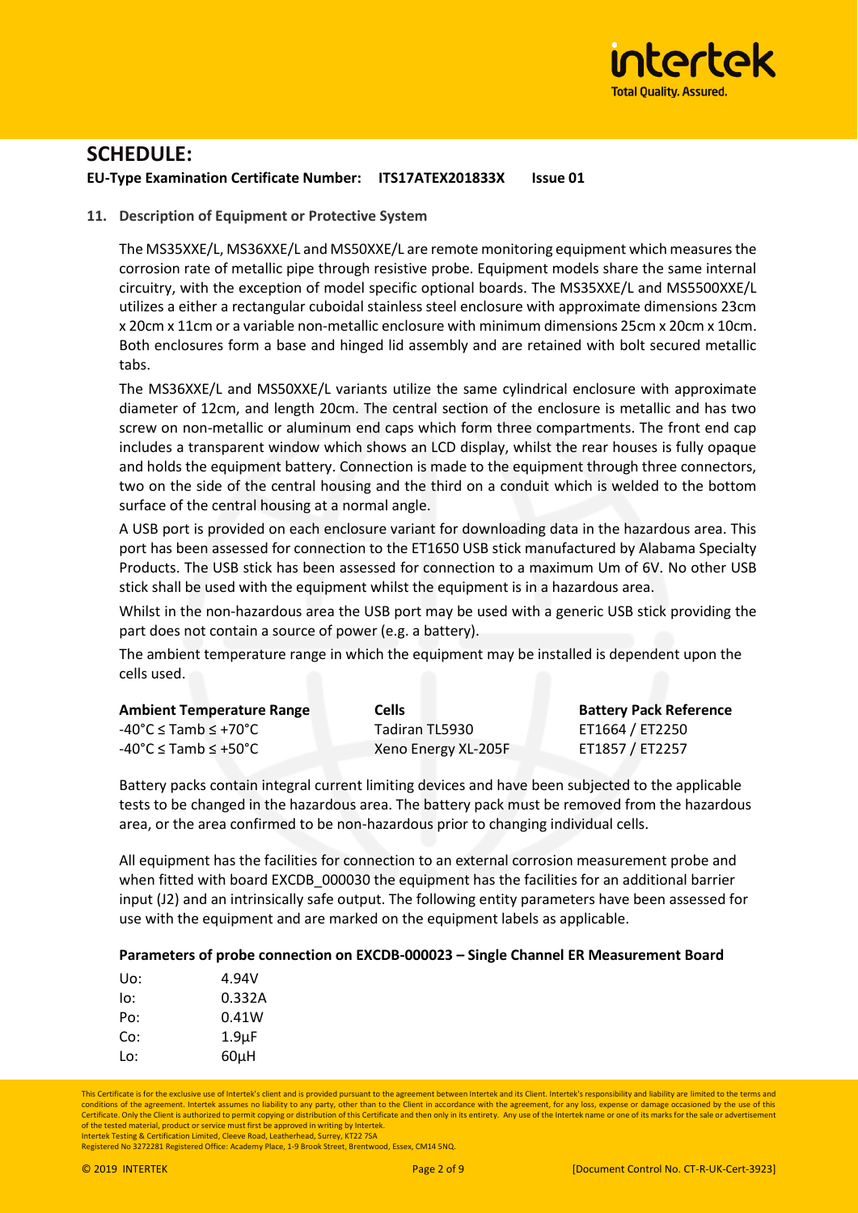# SCHEDULE:

**EU-Type Examination Certificate Number: ITS17ATEX201833X Issue 01**

**11. Description of Equipment or Protective System**

The MS35XXE/L, MS36XXE/L and MS50XXE/L are remote monitoring equipment which measures the corrosion rate of metallic pipe through resistive probe. Equipment models share the same internal circuitry, with the exception of model specific optional boards. The MS35XXE/L and MS5500XXE/L utilizes a either a rectangular cuboidal stainless steel enclosure with approximate dimensions 23cm x 20cm x 11cm or a variable non-metallic enclosure with minimum dimensions 25cm x 20cm x 10cm. Both enclosures form a base and hinged lid assembly and are retained with bolt secured metallic tabs.

The MS36XXE/L and MS50XXE/L variants utilize the same cylindrical enclosure with approximate diameter of 12cm, and length 20cm. The central section of the enclosure is metallic and has two screw on non-metallic or aluminum end caps which form three compartments. The front end cap includes a transparent window which shows an LCD display, whilst the rear houses is fully opaque and holds the equipment battery. Connection is made to the equipment through three connectors, two on the side of the central housing and the third on a conduit which is welded to the bottom surface of the central housing at a normal angle.

A USB port is provided on each enclosure variant for downloading data in the hazardous area. This port has been assessed for connection to the ET1650 USB stick manufactured by Alabama Specialty Products. The USB stick has been assessed for connection to a maximum Um of 6V. No other USB stick shall be used with the equipment whilst the equipment is in a hazardous area.

Whilst in the non-hazardous area the USB port may be used with a generic USB stick providing the part does not contain a source of power (e.g. a battery).

The ambient temperature range in which the equipment may be installed is dependent upon the cells used.

| Ambient Temperature Range | Cells | Battery Pack Reference |
|---|---|---|
| -40°C ≤ Tamb ≤ +70°C | Tadiran TL5930 | ET1664 / ET2250 |
| -40°C ≤ Tamb ≤ +50°C | Xeno Energy XL-205F | ET1857 / ET2257 |

Battery packs contain integral current limiting devices and have been subjected to the applicable tests to be changed in the hazardous area. The battery pack must be removed from the hazardous area, or the area confirmed to be non-hazardous prior to changing individual cells.

All equipment has the facilities for connection to an external corrosion measurement probe and when fitted with board EXCDB_000030 the equipment has the facilities for an additional barrier input (J2) and an intrinsically safe output. The following entity parameters have been assessed for use with the equipment and are marked on the equipment labels as applicable.

**Parameters of probe connection on EXCDB-000023 – Single Channel ER Measurement Board**

| | |
|---|---|
| Uo: | 4.94V |
| Io: | 0.332A |
| Po: | 0.41W |
| Co: | 1.9µF |
| Lo: | 60µH |

This Certificate is for the exclusive use of Intertek's client and is provided pursuant to the agreement between Intertek and its Client. Intertek's responsibility and liability are limited to the terms and conditions of the agreement. Intertek assumes no liability to any party, other than to the Client in accordance with the agreement, for any loss, expense or damage occasioned by the use of this Certificate. Only the Client is authorized to permit copying or distribution of this Certificate and then only in its entirety. Any use of the Intertek name or one of its marks for the sale or advertisement of the tested material, product or service must first be approved in writing by Intertek.
Intertek Testing & Certification Limited, Cleeve Road, Leatherhead, Surrey, KT22 7SA
Registered No 3272281 Registered Office: Academy Place, 1-9 Brook Street, Brentwood, Essex, CM14 5NQ.

© 2019 INTERTEK [Document Control No. CT-R-UK-Cert-3923]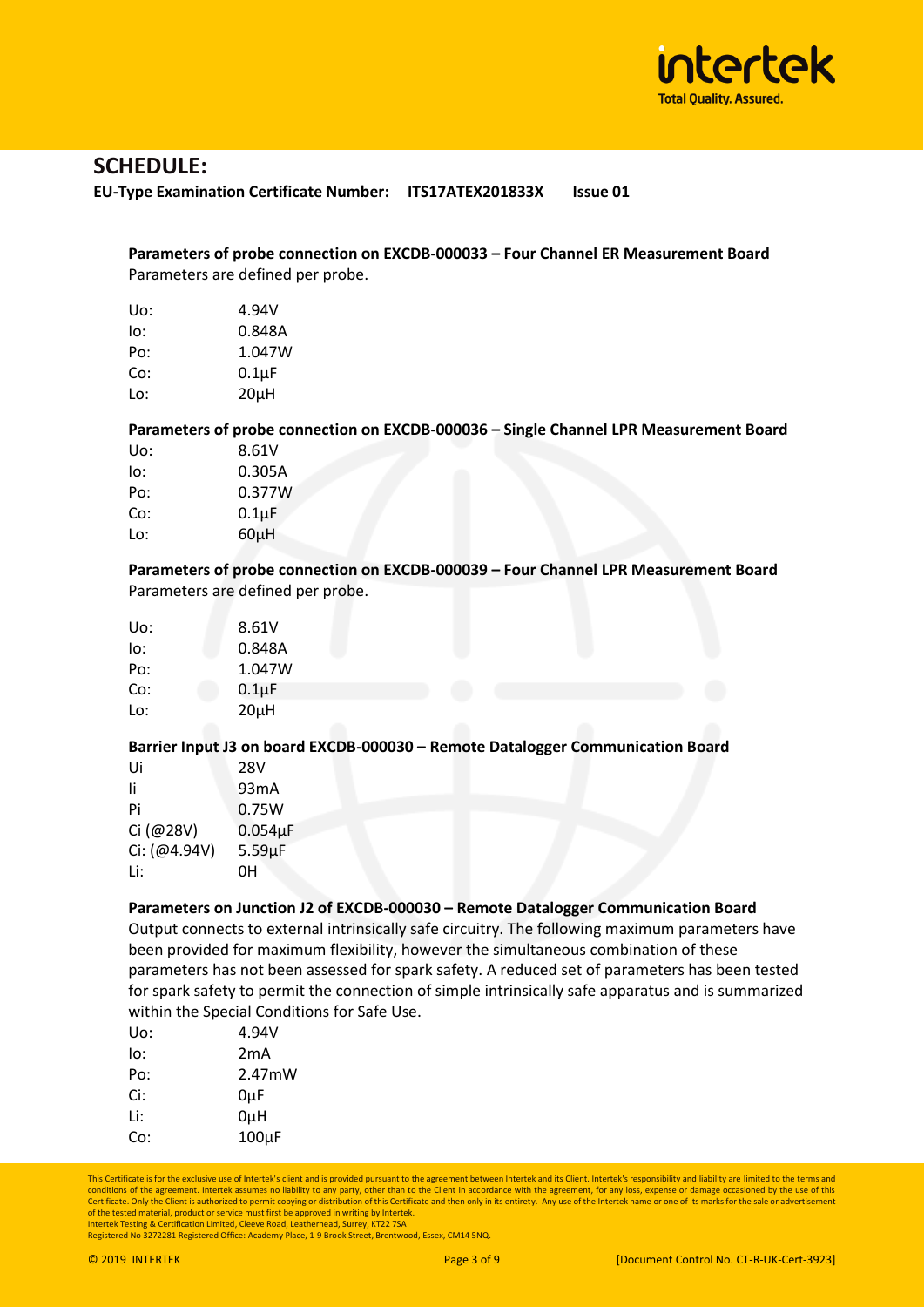## SCHEDULE:

**EU-Type Examination Certificate Number: ITS17ATEX201833X Issue 01**

**Parameters of probe connection on EXCDB-000033 – Four Channel ER Measurement Board**

Parameters are defined per probe.

| | |
|---|---|
| Uo: | 4.94V |
| Io: | 0.848A |
| Po: | 1.047W |
| Co: | 0.1µF |
| Lo: | 20µH |

**Parameters of probe connection on EXCDB-000036 – Single Channel LPR Measurement Board**

| | |
|---|---|
| Uo: | 8.61V |
| Io: | 0.305A |
| Po: | 0.377W |
| Co: | 0.1µF |
| Lo: | 60µH |

**Parameters of probe connection on EXCDB-000039 – Four Channel LPR Measurement Board**

Parameters are defined per probe.

| | |
|---|---|
| Uo: | 8.61V |
| Io: | 0.848A |
| Po: | 1.047W |
| Co: | 0.1µF |
| Lo: | 20µH |

**Barrier Input J3 on board EXCDB-000030 – Remote Datalogger Communication Board**

| | |
|---|---|
| Ui | 28V |
| Ii | 93mA |
| Pi | 0.75W |
| Ci (@28V) | 0.054µF |
| Ci: (@4.94V) | 5.59µF |
| Li: | 0H |

**Parameters on Junction J2 of EXCDB-000030 – Remote Datalogger Communication Board**

Output connects to external intrinsically safe circuitry. The following maximum parameters have been provided for maximum flexibility, however the simultaneous combination of these parameters has not been assessed for spark safety. A reduced set of parameters has been tested for spark safety to permit the connection of simple intrinsically safe apparatus and is summarized within the Special Conditions for Safe Use.

| | |
|---|---|
| Uo: | 4.94V |
| Io: | 2mA |
| Po: | 2.47mW |
| Ci: | 0µF |
| Li: | 0µH |
| Co: | 100µF |

This Certificate is for the exclusive use of Intertek's client and is provided pursuant to the agreement between Intertek and its Client. Intertek's responsibility and liability are limited to the terms and conditions of the agreement. Intertek assumes no liability to any party, other than to the Client in accordance with the agreement, for any loss, expense or damage occasioned by the use of this Certificate. Only the Client is authorized to permit copying or distribution of this Certificate and then only in its entirety. Any use of the Intertek name or one of its marks for the sale or advertisement of the tested material, product or service must first be approved in writing by Intertek.
Intertek Testing & Certification Limited, Cleeve Road, Leatherhead, Surrey, KT22 7SA
Registered No 3272281 Registered Office: Academy Place, 1-9 Brook Street, Brentwood, Essex, CM14 5NQ.

© 2019 INTERTEK [Document Control No. CT-R-UK-Cert-3923]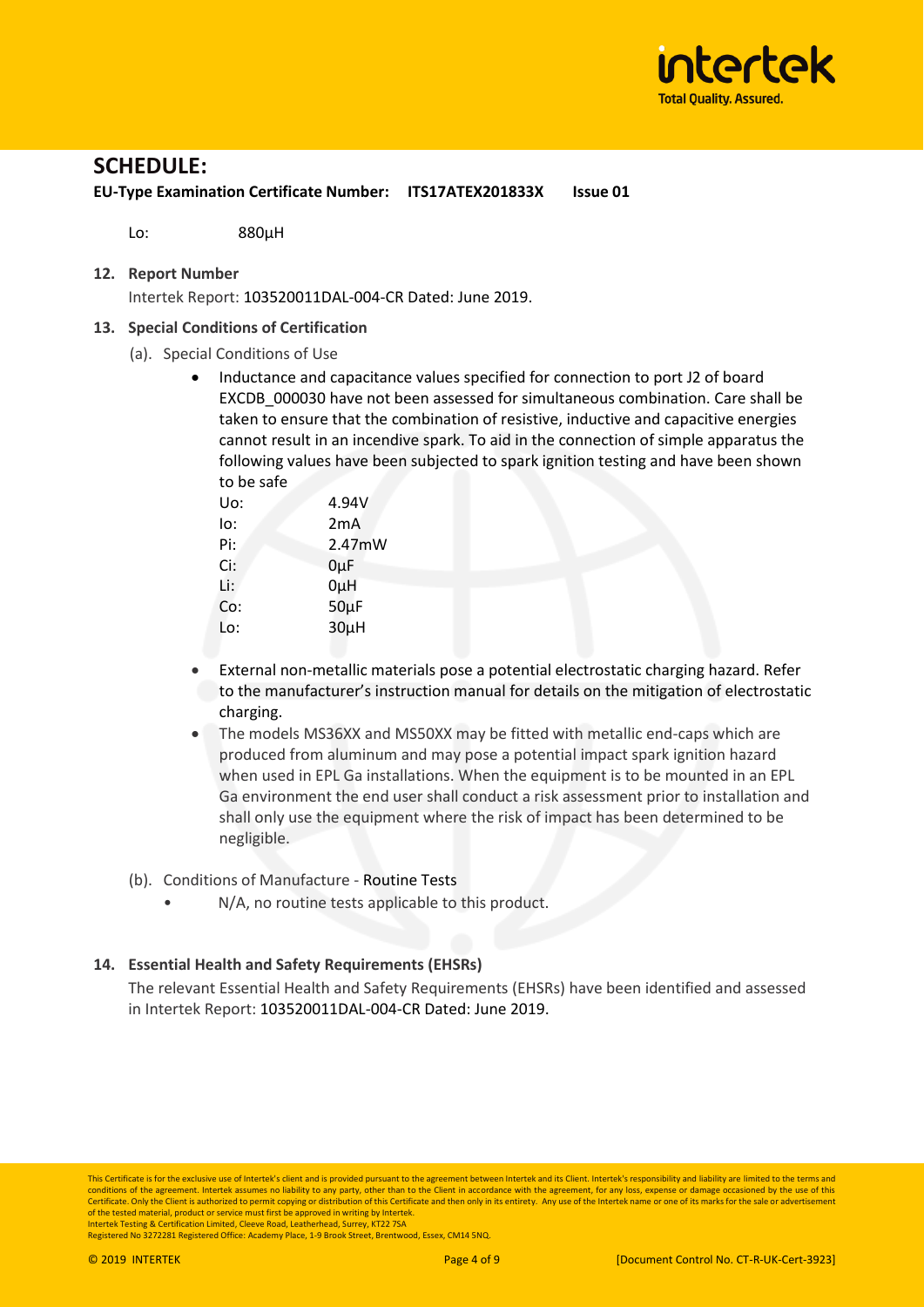## SCHEDULE:

**EU-Type Examination Certificate Number: ITS17ATEX201833X Issue 01**

Lo: 880µH

**12. Report Number**

Intertek Report: 103520011DAL-004-CR Dated: June 2019.

**13. Special Conditions of Certification**

(a). Special Conditions of Use

- Inductance and capacitance values specified for connection to port J2 of board EXCDB_000030 have not been assessed for simultaneous combination. Care shall be taken to ensure that the combination of resistive, inductive and capacitive energies cannot result in an incendive spark. To aid in the connection of simple apparatus the following values have been subjected to spark ignition testing and have been shown to be safe

| | |
|---|---|
| Uo: | 4.94V |
| Io: | 2mA |
| Pi: | 2.47mW |
| Ci: | 0µF |
| Li: | 0µH |
| Co: | 50µF |
| Lo: | 30µH |

- External non-metallic materials pose a potential electrostatic charging hazard. Refer to the manufacturer's instruction manual for details on the mitigation of electrostatic charging.
- The models MS36XX and MS50XX may be fitted with metallic end-caps which are produced from aluminum and may pose a potential impact spark ignition hazard when used in EPL Ga installations. When the equipment is to be mounted in an EPL Ga environment the end user shall conduct a risk assessment prior to installation and shall only use the equipment where the risk of impact has been determined to be negligible.

(b). Conditions of Manufacture - Routine Tests

- N/A, no routine tests applicable to this product.

**14. Essential Health and Safety Requirements (EHSRs)**

The relevant Essential Health and Safety Requirements (EHSRs) have been identified and assessed in Intertek Report: 103520011DAL-004-CR Dated: June 2019.

This Certificate is for the exclusive use of Intertek's client and is provided pursuant to the agreement between Intertek and its Client. Intertek's responsibility and liability are limited to the terms and conditions of the agreement. Intertek assumes no liability to any party, other than to the Client in accordance with the agreement, for any loss, expense or damage occasioned by the use of this Certificate. Only the Client is authorized to permit copying or distribution of this Certificate and then only in its entirety. Any use of the Intertek name or one of its marks for the sale or advertisement of the tested material, product or service must first be approved in writing by Intertek.
Intertek Testing & Certification Limited, Cleeve Road, Leatherhead, Surrey, KT22 7SA
Registered No 3272281 Registered Office: Academy Place, 1-9 Brook Street, Brentwood, Essex, CM14 5NQ.

© 2019 INTERTEK [Document Control No. CT-R-UK-Cert-3923]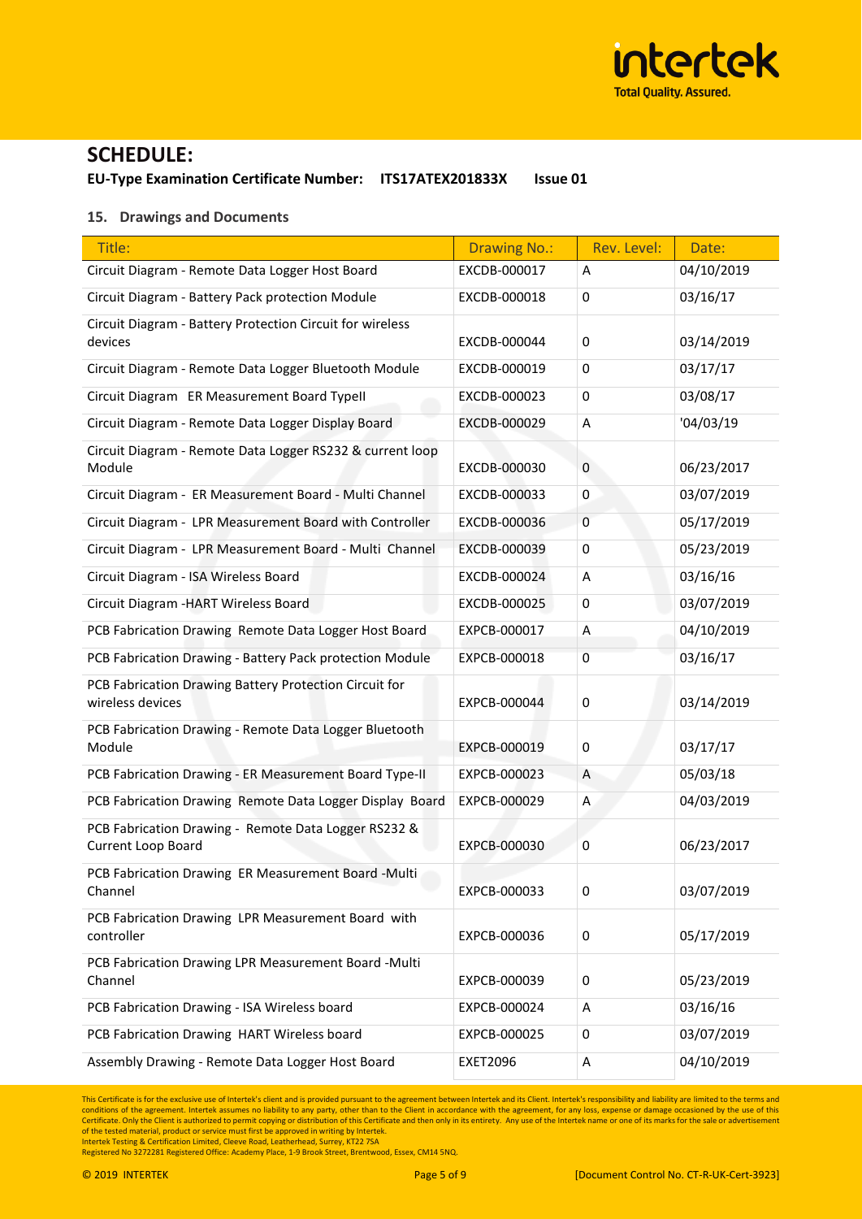## SCHEDULE:

**EU-Type Examination Certificate Number: ITS17ATEX201833X Issue 01**

### 15. Drawings and Documents

| Title: | Drawing No.: | Rev. Level: | Date: |
|---|---|---|---|
| Circuit Diagram - Remote Data Logger Host Board | EXCDB-000017 | A | 04/10/2019 |
| Circuit Diagram - Battery Pack protection Module | EXCDB-000018 | 0 | 03/16/17 |
| Circuit Diagram - Battery Protection Circuit for wireless devices | EXCDB-000044 | 0 | 03/14/2019 |
| Circuit Diagram - Remote Data Logger Bluetooth Module | EXCDB-000019 | 0 | 03/17/17 |
| Circuit Diagram ER Measurement Board TypeII | EXCDB-000023 | 0 | 03/08/17 |
| Circuit Diagram - Remote Data Logger Display Board | EXCDB-000029 | A | '04/03/19 |
| Circuit Diagram - Remote Data Logger RS232 & current loop Module | EXCDB-000030 | 0 | 06/23/2017 |
| Circuit Diagram - ER Measurement Board - Multi Channel | EXCDB-000033 | 0 | 03/07/2019 |
| Circuit Diagram - LPR Measurement Board with Controller | EXCDB-000036 | 0 | 05/17/2019 |
| Circuit Diagram - LPR Measurement Board - Multi Channel | EXCDB-000039 | 0 | 05/23/2019 |
| Circuit Diagram - ISA Wireless Board | EXCDB-000024 | A | 03/16/16 |
| Circuit Diagram -HART Wireless Board | EXCDB-000025 | 0 | 03/07/2019 |
| PCB Fabrication Drawing Remote Data Logger Host Board | EXPCB-000017 | A | 04/10/2019 |
| PCB Fabrication Drawing - Battery Pack protection Module | EXPCB-000018 | 0 | 03/16/17 |
| PCB Fabrication Drawing Battery Protection Circuit for wireless devices | EXPCB-000044 | 0 | 03/14/2019 |
| PCB Fabrication Drawing - Remote Data Logger Bluetooth Module | EXPCB-000019 | 0 | 03/17/17 |
| PCB Fabrication Drawing - ER Measurement Board Type-II | EXPCB-000023 | A | 05/03/18 |
| PCB Fabrication Drawing Remote Data Logger Display Board | EXPCB-000029 | A | 04/03/2019 |
| PCB Fabrication Drawing - Remote Data Logger RS232 & Current Loop Board | EXPCB-000030 | 0 | 06/23/2017 |
| PCB Fabrication Drawing ER Measurement Board -Multi Channel | EXPCB-000033 | 0 | 03/07/2019 |
| PCB Fabrication Drawing LPR Measurement Board with controller | EXPCB-000036 | 0 | 05/17/2019 |
| PCB Fabrication Drawing LPR Measurement Board -Multi Channel | EXPCB-000039 | 0 | 05/23/2019 |
| PCB Fabrication Drawing - ISA Wireless board | EXPCB-000024 | A | 03/16/16 |
| PCB Fabrication Drawing HART Wireless board | EXPCB-000025 | 0 | 03/07/2019 |
| Assembly Drawing - Remote Data Logger Host Board | EXET2096 | A | 04/10/2019 |

This Certificate is for the exclusive use of Intertek's client and is provided pursuant to the agreement between Intertek and its Client. Intertek's responsibility and liability are limited to the terms and conditions of the agreement. Intertek assumes no liability to any party, other than to the Client in accordance with the agreement, for any loss, expense or damage occasioned by the use of this Certificate. Only the Client is authorized to permit copying or distribution of this Certificate and then only in its entirety. Any use of the Intertek name or one of its marks for the sale or advertisement of the tested material, product or service must first be approved in writing by Intertek.
Intertek Testing & Certification Limited, Cleeve Road, Leatherhead, Surrey, KT22 7SA
Registered No 3272281 Registered Office: Academy Place, 1-9 Brook Street, Brentwood, Essex, CM14 5NQ.

© 2019 INTERTEK [Document Control No. CT-R-UK-Cert-3923]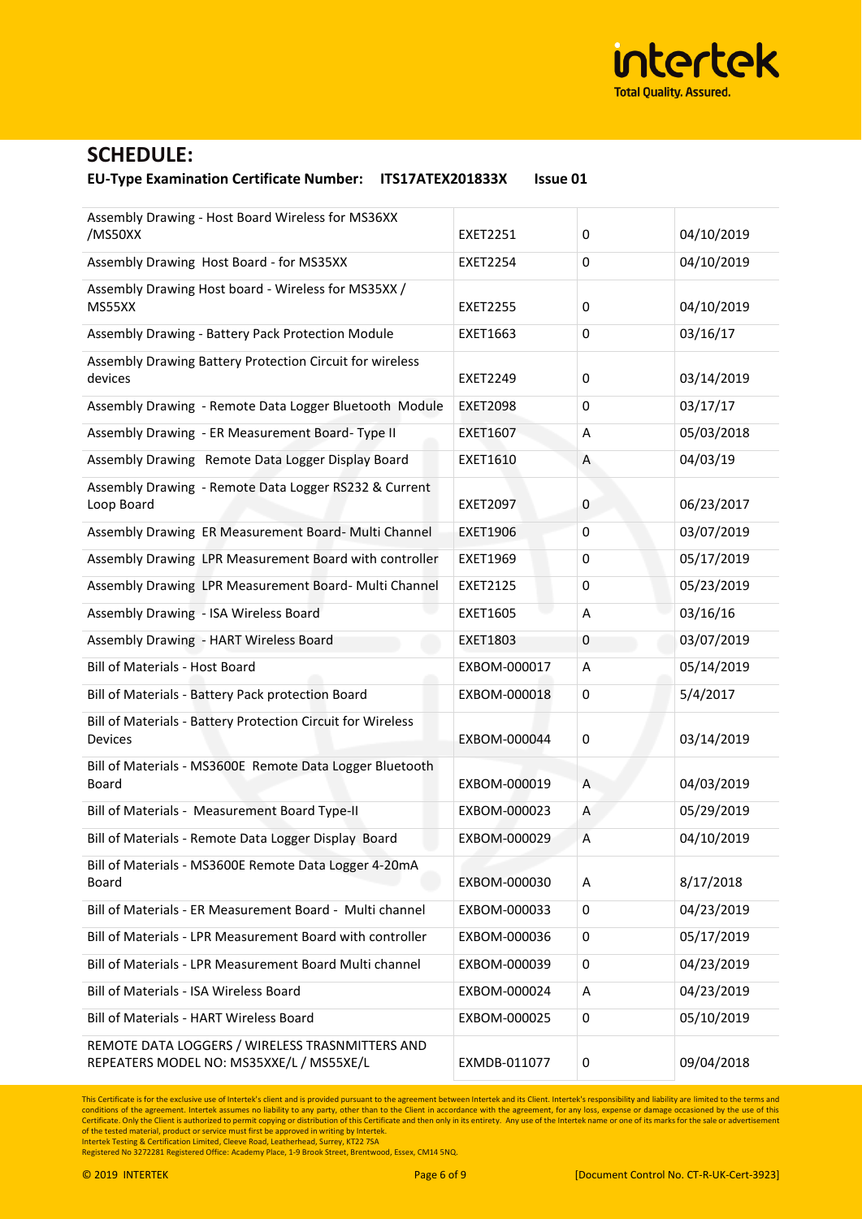## SCHEDULE:

**EU-Type Examination Certificate Number: ITS17ATEX201833X Issue 01**

| | | | |
|---|---|---|---|
| Assembly Drawing - Host Board Wireless for MS36XX /MS50XX | EXET2251 | 0 | 04/10/2019 |
| Assembly Drawing Host Board - for MS35XX | EXET2254 | 0 | 04/10/2019 |
| Assembly Drawing Host board - Wireless for MS35XX / MS55XX | EXET2255 | 0 | 04/10/2019 |
| Assembly Drawing - Battery Pack Protection Module | EXET1663 | 0 | 03/16/17 |
| Assembly Drawing Battery Protection Circuit for wireless devices | EXET2249 | 0 | 03/14/2019 |
| Assembly Drawing - Remote Data Logger Bluetooth Module | EXET2098 | 0 | 03/17/17 |
| Assembly Drawing - ER Measurement Board- Type II | EXET1607 | A | 05/03/2018 |
| Assembly Drawing Remote Data Logger Display Board | EXET1610 | A | 04/03/19 |
| Assembly Drawing - Remote Data Logger RS232 & Current Loop Board | EXET2097 | 0 | 06/23/2017 |
| Assembly Drawing ER Measurement Board- Multi Channel | EXET1906 | 0 | 03/07/2019 |
| Assembly Drawing LPR Measurement Board with controller | EXET1969 | 0 | 05/17/2019 |
| Assembly Drawing LPR Measurement Board- Multi Channel | EXET2125 | 0 | 05/23/2019 |
| Assembly Drawing - ISA Wireless Board | EXET1605 | A | 03/16/16 |
| Assembly Drawing - HART Wireless Board | EXET1803 | 0 | 03/07/2019 |
| Bill of Materials - Host Board | EXBOM-000017 | A | 05/14/2019 |
| Bill of Materials - Battery Pack protection Board | EXBOM-000018 | 0 | 5/4/2017 |
| Bill of Materials - Battery Protection Circuit for Wireless Devices | EXBOM-000044 | 0 | 03/14/2019 |
| Bill of Materials - MS3600E Remote Data Logger Bluetooth Board | EXBOM-000019 | A | 04/03/2019 |
| Bill of Materials - Measurement Board Type-II | EXBOM-000023 | A | 05/29/2019 |
| Bill of Materials - Remote Data Logger Display Board | EXBOM-000029 | A | 04/10/2019 |
| Bill of Materials - MS3600E Remote Data Logger 4-20mA Board | EXBOM-000030 | A | 8/17/2018 |
| Bill of Materials - ER Measurement Board - Multi channel | EXBOM-000033 | 0 | 04/23/2019 |
| Bill of Materials - LPR Measurement Board with controller | EXBOM-000036 | 0 | 05/17/2019 |
| Bill of Materials - LPR Measurement Board Multi channel | EXBOM-000039 | 0 | 04/23/2019 |
| Bill of Materials - ISA Wireless Board | EXBOM-000024 | A | 04/23/2019 |
| Bill of Materials - HART Wireless Board | EXBOM-000025 | 0 | 05/10/2019 |
| REMOTE DATA LOGGERS / WIRELESS TRASNMITTERS AND REPEATERS MODEL NO: MS35XXE/L / MS55XE/L | EXMDB-011077 | 0 | 09/04/2018 |

This Certificate is for the exclusive use of Intertek's client and is provided pursuant to the agreement between Intertek and its Client. Intertek's responsibility and liability are limited to the terms and conditions of the agreement. Intertek assumes no liability to any party, other than to the Client in accordance with the agreement, for any loss, expense or damage occasioned by the use of this Certificate. Only the Client is authorized to permit copying or distribution of this Certificate and then only in its entirety. Any use of the Intertek name or one of its marks for the sale or advertisement of the tested material, product or service must first be approved in writing by Intertek.
Intertek Testing & Certification Limited, Cleeve Road, Leatherhead, Surrey, KT22 7SA
Registered No 3272281 Registered Office: Academy Place, 1-9 Brook Street, Brentwood, Essex, CM14 5NQ.

© 2019 INTERTEK [Document Control No. CT-R-UK-Cert-3923]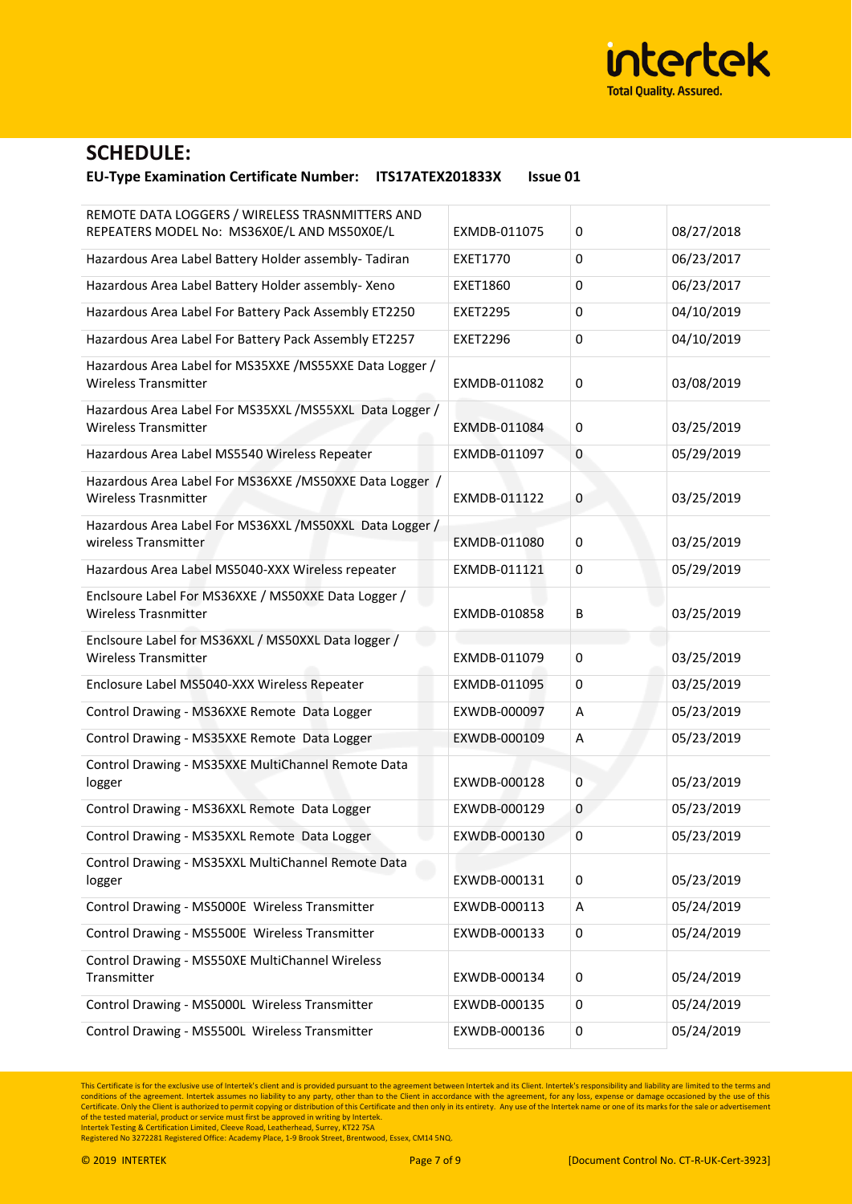## SCHEDULE:

**EU-Type Examination Certificate Number: ITS17ATEX201833X Issue 01**

| | | | |
|---|---|---|---|
| REMOTE DATA LOGGERS / WIRELESS TRASNMITTERS AND REPEATERS MODEL No: MS36X0E/L AND MS50X0E/L | EXMDB-011075 | 0 | 08/27/2018 |
| Hazardous Area Label Battery Holder assembly- Tadiran | EXET1770 | 0 | 06/23/2017 |
| Hazardous Area Label Battery Holder assembly- Xeno | EXET1860 | 0 | 06/23/2017 |
| Hazardous Area Label For Battery Pack Assembly ET2250 | EXET2295 | 0 | 04/10/2019 |
| Hazardous Area Label For Battery Pack Assembly ET2257 | EXET2296 | 0 | 04/10/2019 |
| Hazardous Area Label for MS35XXE /MS55XXE Data Logger / Wireless Transmitter | EXMDB-011082 | 0 | 03/08/2019 |
| Hazardous Area Label For MS35XXL /MS55XXL Data Logger / Wireless Transmitter | EXMDB-011084 | 0 | 03/25/2019 |
| Hazardous Area Label MS5540 Wireless Repeater | EXMDB-011097 | 0 | 05/29/2019 |
| Hazardous Area Label For MS36XXE /MS50XXE Data Logger / Wireless Trasnmitter | EXMDB-011122 | 0 | 03/25/2019 |
| Hazardous Area Label For MS36XXL /MS50XXL Data Logger / wireless Transmitter | EXMDB-011080 | 0 | 03/25/2019 |
| Hazardous Area Label MS5040-XXX Wireless repeater | EXMDB-011121 | 0 | 05/29/2019 |
| Enclsoure Label For MS36XXE / MS50XXE Data Logger / Wireless Trasnmitter | EXMDB-010858 | B | 03/25/2019 |
| Enclsoure Label for MS36XXL / MS50XXL Data logger / Wireless Transmitter | EXMDB-011079 | 0 | 03/25/2019 |
| Enclosure Label MS5040-XXX Wireless Repeater | EXMDB-011095 | 0 | 03/25/2019 |
| Control Drawing - MS36XXE Remote Data Logger | EXWDB-000097 | A | 05/23/2019 |
| Control Drawing - MS35XXE Remote Data Logger | EXWDB-000109 | A | 05/23/2019 |
| Control Drawing - MS35XXE MultiChannel Remote Data logger | EXWDB-000128 | 0 | 05/23/2019 |
| Control Drawing - MS36XXL Remote Data Logger | EXWDB-000129 | 0 | 05/23/2019 |
| Control Drawing - MS35XXL Remote Data Logger | EXWDB-000130 | 0 | 05/23/2019 |
| Control Drawing - MS35XXL MultiChannel Remote Data logger | EXWDB-000131 | 0 | 05/23/2019 |
| Control Drawing - MS5000E Wireless Transmitter | EXWDB-000113 | A | 05/24/2019 |
| Control Drawing - MS5500E Wireless Transmitter | EXWDB-000133 | 0 | 05/24/2019 |
| Control Drawing - MS550XE MultiChannel Wireless Transmitter | EXWDB-000134 | 0 | 05/24/2019 |
| Control Drawing - MS5000L Wireless Transmitter | EXWDB-000135 | 0 | 05/24/2019 |
| Control Drawing - MS5500L Wireless Transmitter | EXWDB-000136 | 0 | 05/24/2019 |

This Certificate is for the exclusive use of Intertek's client and is provided pursuant to the agreement between Intertek and its Client. Intertek's responsibility and liability are limited to the terms and conditions of the agreement. Intertek assumes no liability to any party, other than to the Client in accordance with the agreement, for any loss, expense or damage occasioned by the use of this Certificate. Only the Client is authorized to permit copying or distribution of this Certificate and then only in its entirety. Any use of the Intertek name or one of its marks for the sale or advertisement of the tested material, product or service must first be approved in writing by Intertek.
Intertek Testing & Certification Limited, Cleeve Road, Leatherhead, Surrey, KT22 7SA
Registered No 3272281 Registered Office: Academy Place, 1-9 Brook Street, Brentwood, Essex, CM14 5NQ.

© 2019 INTERTEK [Document Control No. CT-R-UK-Cert-3923]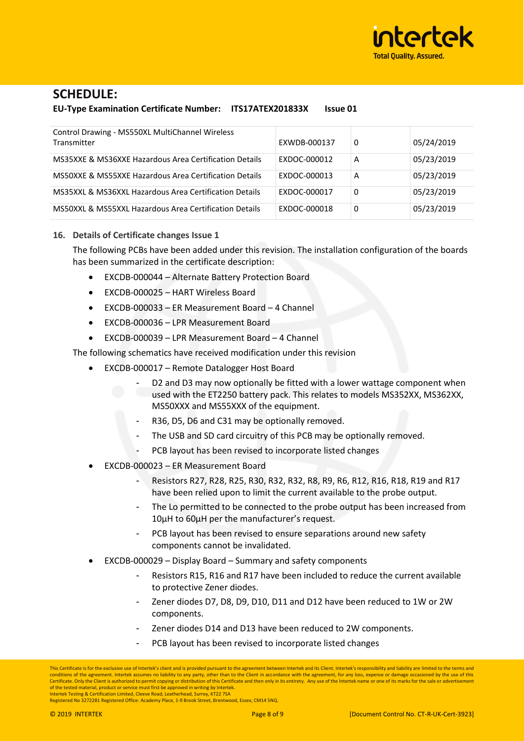## SCHEDULE:

**EU-Type Examination Certificate Number: ITS17ATEX201833X Issue 01**

| | | | |
|---|---|---|---|
| Control Drawing - MS550XL MultiChannel Wireless Transmitter | EXWDB-000137 | 0 | 05/24/2019 |
| MS35XXE & MS36XXE Hazardous Area Certification Details | EXDOC-000012 | A | 05/23/2019 |
| MS50XXE & MS55XXE Hazardous Area Certification Details | EXDOC-000013 | A | 05/23/2019 |
| MS35XXL & MS36XXL Hazardous Area Certification Details | EXDOC-000017 | 0 | 05/23/2019 |
| MS50XXL & MS55XXL Hazardous Area Certification Details | EXDOC-000018 | 0 | 05/23/2019 |

**16. Details of Certificate changes Issue 1**

The following PCBs have been added under this revision. The installation configuration of the boards has been summarized in the certificate description:

- EXCDB-000044 – Alternate Battery Protection Board
- EXCDB-000025 – HART Wireless Board
- EXCDB-000033 – ER Measurement Board – 4 Channel
- EXCDB-000036 – LPR Measurement Board
- EXCDB-000039 – LPR Measurement Board – 4 Channel

The following schematics have received modification under this revision

- EXCDB-000017 – Remote Datalogger Host Board
  - D2 and D3 may now optionally be fitted with a lower wattage component when used with the ET2250 battery pack. This relates to models MS352XX, MS362XX, MS50XXX and MS55XXX of the equipment.
  - R36, D5, D6 and C31 may be optionally removed.
  - The USB and SD card circuitry of this PCB may be optionally removed.
  - PCB layout has been revised to incorporate listed changes
- EXCDB-000023 – ER Measurement Board
  - Resistors R27, R28, R25, R30, R32, R32, R8, R9, R6, R12, R16, R18, R19 and R17 have been relied upon to limit the current available to the probe output.
  - The Lo permitted to be connected to the probe output has been increased from 10µH to 60µH per the manufacturer's request.
  - PCB layout has been revised to ensure separations around new safety components cannot be invalidated.
- EXCDB-000029 – Display Board – Summary and safety components
  - Resistors R15, R16 and R17 have been included to reduce the current available to protective Zener diodes.
  - Zener diodes D7, D8, D9, D10, D11 and D12 have been reduced to 1W or 2W components.
  - Zener diodes D14 and D13 have been reduced to 2W components.
  - PCB layout has been revised to incorporate listed changes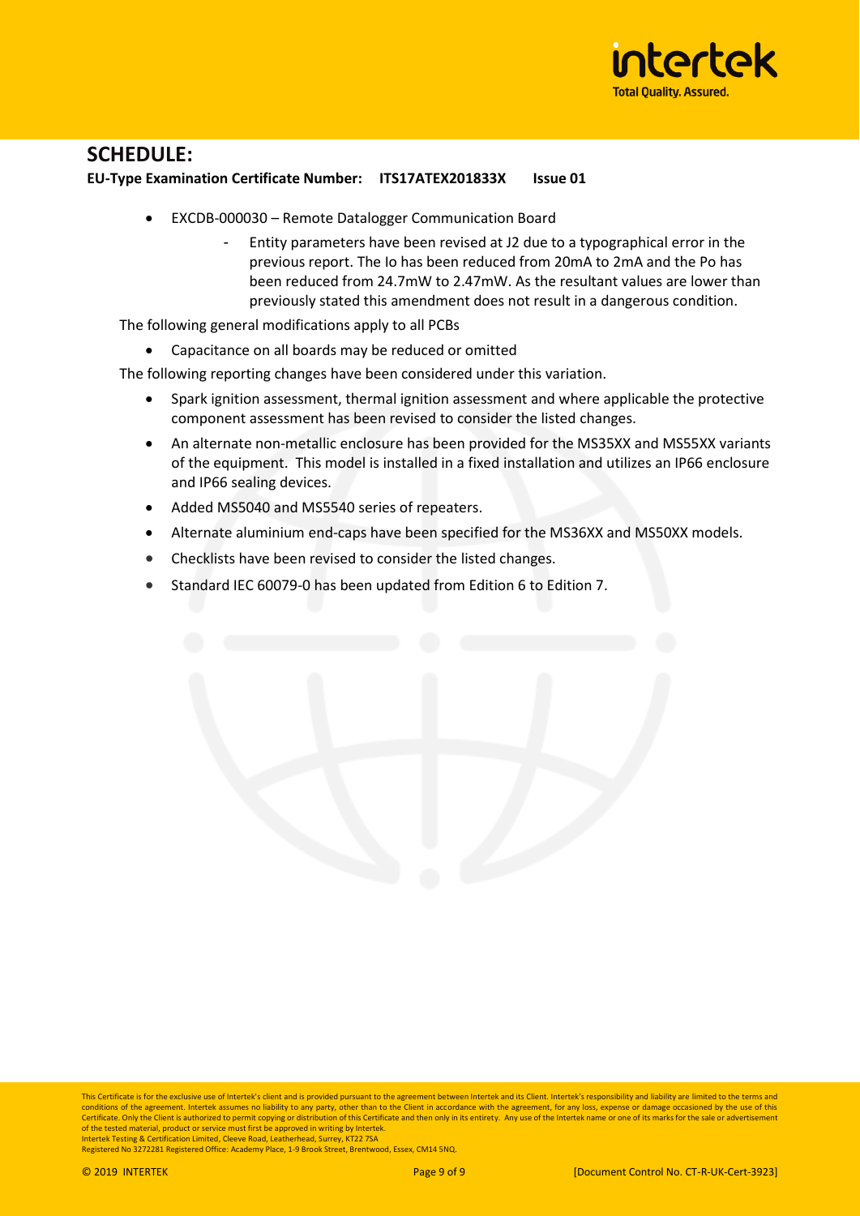## SCHEDULE:

**EU-Type Examination Certificate Number: ITS17ATEX201833X Issue 01**

- EXCDB-000030 – Remote Datalogger Communication Board
  - Entity parameters have been revised at J2 due to a typographical error in the previous report. The Io has been reduced from 20mA to 2mA and the Po has been reduced from 24.7mW to 2.47mW. As the resultant values are lower than previously stated this amendment does not result in a dangerous condition.

The following general modifications apply to all PCBs

- Capacitance on all boards may be reduced or omitted

The following reporting changes have been considered under this variation.

- Spark ignition assessment, thermal ignition assessment and where applicable the protective component assessment has been revised to consider the listed changes.
- An alternate non-metallic enclosure has been provided for the MS35XX and MS55XX variants of the equipment. This model is installed in a fixed installation and utilizes an IP66 enclosure and IP66 sealing devices.
- Added MS5040 and MS5540 series of repeaters.
- Alternate aluminium end-caps have been specified for the MS36XX and MS50XX models.
- Checklists have been revised to consider the listed changes.
- Standard IEC 60079-0 has been updated from Edition 6 to Edition 7.

This Certificate is for the exclusive use of Intertek's client and is provided pursuant to the agreement between Intertek and its Client. Intertek's responsibility and liability are limited to the terms and conditions of the agreement. Intertek assumes no liability to any party, other than to the Client in accordance with the agreement, for any loss, expense or damage occasioned by the use of this Certificate. Only the Client is authorized to permit copying or distribution of this Certificate and then only in its entirety. Any use of the Intertek name or one of its marks for the sale or advertisement of the tested material, product or service must first be approved in writing by Intertek.
Intertek Testing & Certification Limited, Cleeve Road, Leatherhead, Surrey, KT22 7SA
Registered No 3272281 Registered Office: Academy Place, 1-9 Brook Street, Brentwood, Essex, CM14 5NQ.

© 2019 INTERTEK [Document Control No. CT-R-UK-Cert-3923]